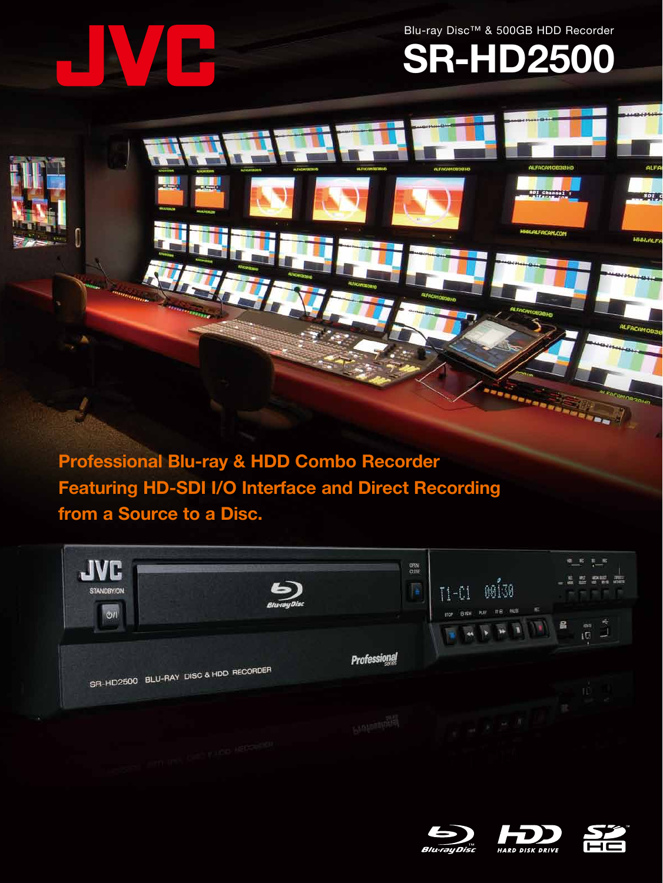JVC

Blu-ray Disc™ & 500GB HDD Recorder

# SR-HD2500

## Professional Blu-ray & HDD Combo Recorder Featuring HD-SDI I/O Interface and Direct Recording from a Source to a Disc.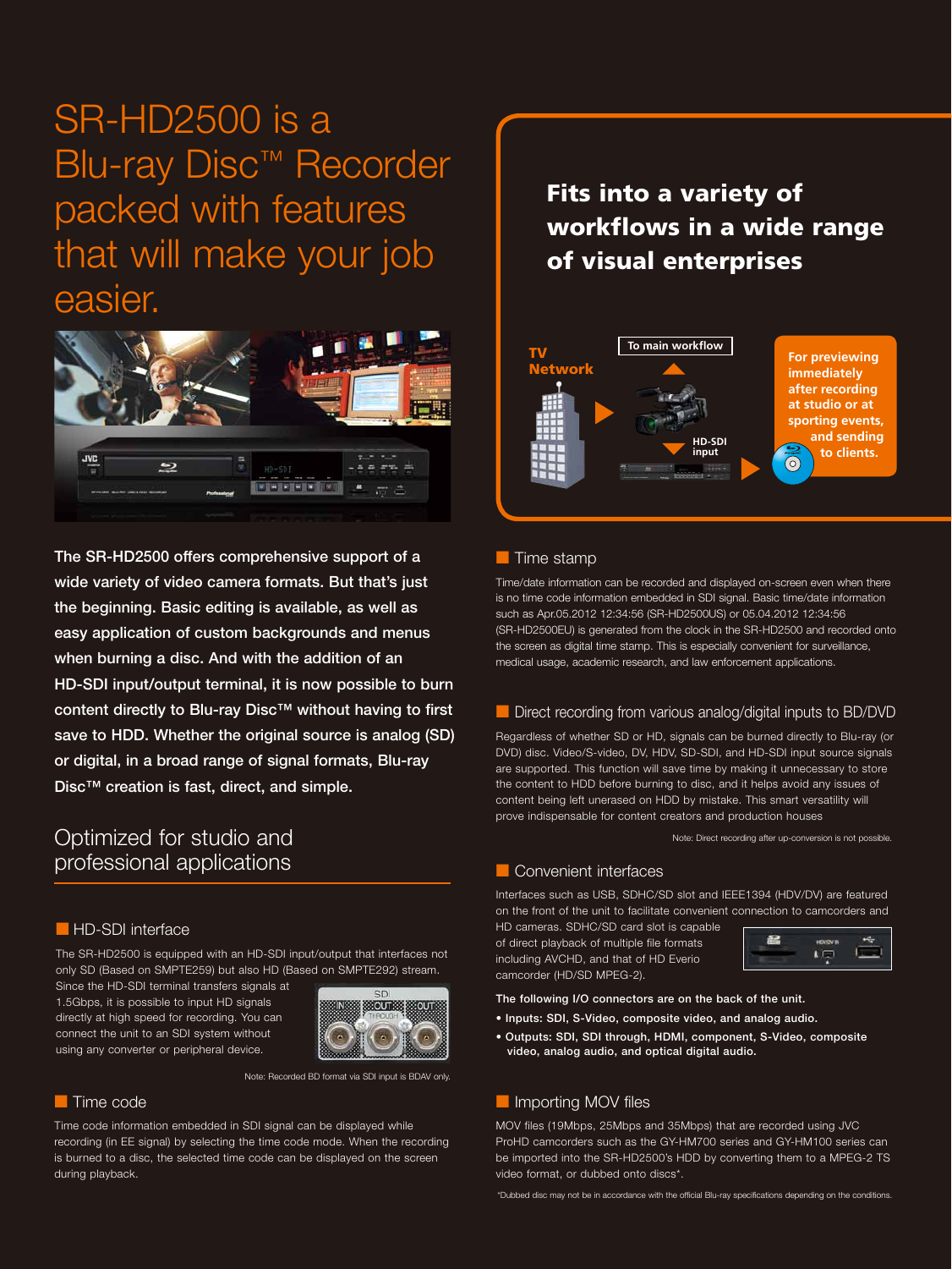# SR-HD2500 is a Blu-ray Disc™ Recorder packed with features that will make your job easier.

**The SR-HD2500 offers comprehensive support of a wide variety of video camera formats. But that's just the beginning. Basic editing is available, as well as easy application of custom backgrounds and menus when burning a disc. And with the addition of an HD-SDI input/output terminal, it is now possible to burn content directly to Blu-ray Disc™ without having to first save to HDD. Whether the original source is analog (SD) or digital, in a broad range of signal formats, Blu-ray Disc™ creation is fast, direct, and simple.**

## Optimized for studio and professional applications

### HD-SDI interface

The SR-HD2500 is equipped with an HD-SDI input/output that interfaces not only SD (Based on SMPTE259) but also HD (Based on SMPTE292) stream. Since the HD-SDI terminal transfers signals at 1.5Gbps, it is possible to input HD signals directly at high speed for recording. You can connect the unit to an SDI system without using any converter or peripheral device.

Note: Recorded BD format via SDI input is BDAV only.

### Time code

Time code information embedded in SDI signal can be displayed while recording (in EE signal) by selecting the time code mode. When the recording is burned to a disc, the selected time code can be displayed on the screen during playback.

## Fits into a variety of workflows in a wide range of visual enterprises

TV Network

To main workflow

HD-SDI input

For previewing immediately after recording at studio or at sporting events, and sending to clients.

### Time stamp

Time/date information can be recorded and displayed on-screen even when there is no time code information embedded in SDI signal. Basic time/date information such as Apr.05.2012 12:34:56 (SR-HD2500US) or 05.04.2012 12:34:56 (SR-HD2500EU) is generated from the clock in the SR-HD2500 and recorded onto the screen as digital time stamp. This is especially convenient for surveillance, medical usage, academic research, and law enforcement applications.

### Direct recording from various analog/digital inputs to BD/DVD

Regardless of whether SD or HD, signals can be burned directly to Blu-ray (or DVD) disc. Video/S-video, DV, HDV, SD-SDI, and HD-SDI input source signals are supported. This function will save time by making it unnecessary to store the content to HDD before burning to disc, and it helps avoid any issues of content being left unerased on HDD by mistake. This smart versatility will prove indispensable for content creators and production houses

Note: Direct recording after up-conversion is not possible.

### Convenient interfaces

Interfaces such as USB, SDHC/SD slot and IEEE1394 (HDV/DV) are featured on the front of the unit to facilitate convenient connection to camcorders and HD cameras. SDHC/SD card slot is capable of direct playback of multiple file formats including AVCHD, and that of HD Everio camcorder (HD/SD MPEG-2).

**The following I/O connectors are on the back of the unit.**

- **Inputs: SDI, S-Video, composite video, and analog audio.**
- **Outputs: SDI, SDI through, HDMI, component, S-Video, composite video, analog audio, and optical digital audio.**

### Importing MOV files

MOV files (19Mbps, 25Mbps and 35Mbps) that are recorded using JVC ProHD camcorders such as the GY-HM700 series and GY-HM100 series can be imported into the SR-HD2500's HDD by converting them to a MPEG-2 TS video format, or dubbed onto discs*.

*Dubbed disc may not be in accordance with the official Blu-ray specifications depending on the conditions.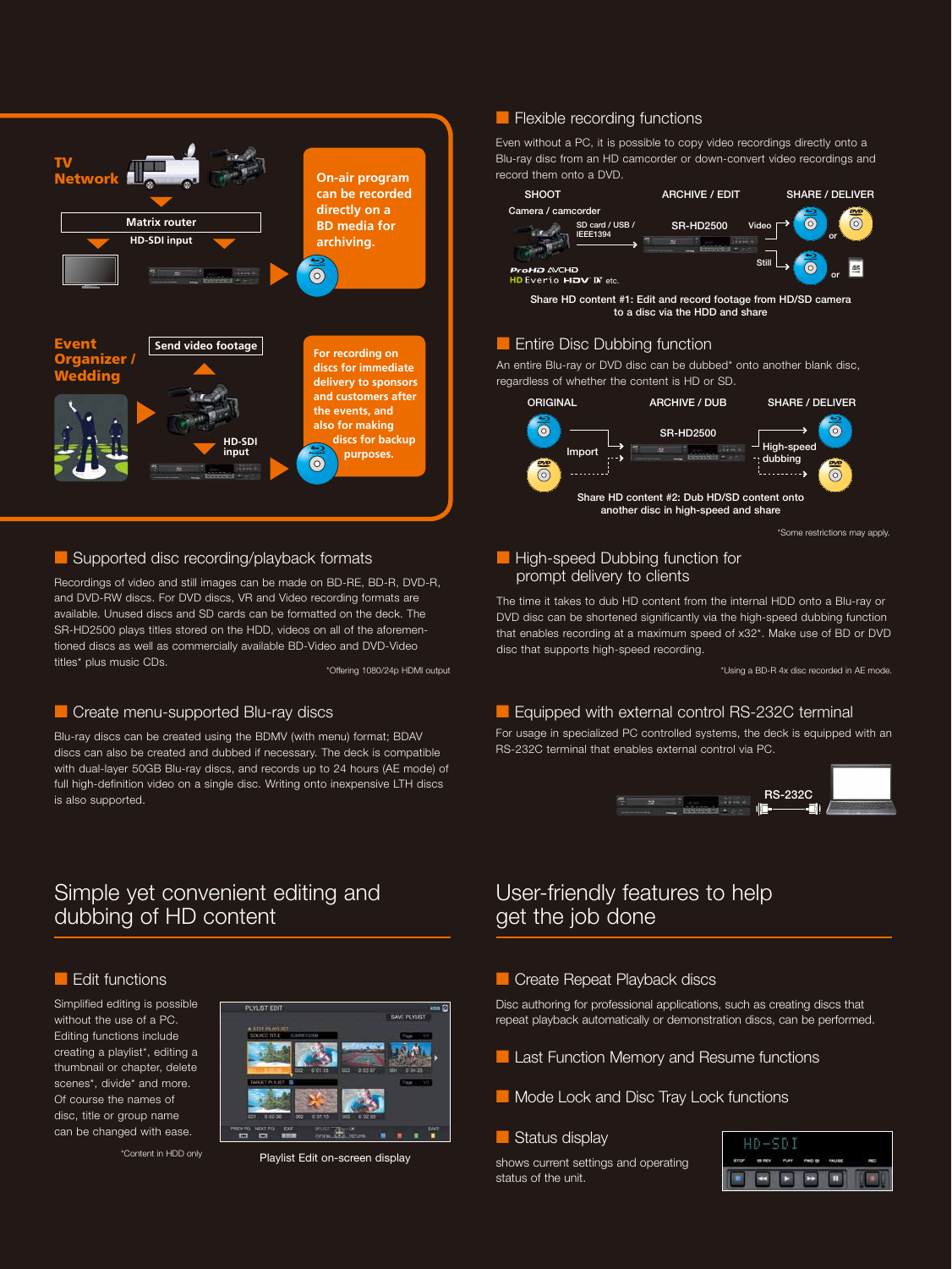TV Network

Matrix router

HD-SDI input

On-air program can be recorded directly on a BD media for archiving.

Event Organizer / Wedding

Send video footage

HD-SDI input

For recording on discs for immediate delivery to sponsors and customers after the events, and also for making discs for backup purposes.

## Flexible recording functions

Even without a PC, it is possible to copy video recordings directly onto a Blu-ray disc from an HD camcorder or down-convert video recordings and record them onto a DVD.

SHOOT — ARCHIVE / EDIT — SHARE / DELIVER

Camera / camcorder — SD card / USB / IEEE1394 — SR-HD2500 — Video / Still

ProHD AVCHD HD Everio HDV DV etc.

Share HD content #1: Edit and record footage from HD/SD camera to a disc via the HDD and share

## Entire Disc Dubbing function

An entire Blu-ray or DVD disc can be dubbed* onto another blank disc, regardless of whether the content is HD or SD.

ORIGINAL — ARCHIVE / DUB — SHARE / DELIVER

Import — SR-HD2500 — High-speed dubbing

Share HD content #2: Dub HD/SD content onto another disc in high-speed and share

*Some restrictions may apply.

## Supported disc recording/playback formats

Recordings of video and still images can be made on BD-RE, BD-R, DVD-R, and DVD-RW discs. For DVD discs, VR and Video recording formats are available. Unused discs and SD cards can be formatted on the deck. The SR-HD2500 plays titles stored on the HDD, videos on all of the aforementioned discs as well as commercially available BD-Video and DVD-Video titles* plus music CDs.

*Offering 1080/24p HDMI output

## High-speed Dubbing function for prompt delivery to clients

The time it takes to dub HD content from the internal HDD onto a Blu-ray or DVD disc can be shortened significantly via the high-speed dubbing function that enables recording at a maximum speed of x32*. Make use of BD or DVD disc that supports high-speed recording.

*Using a BD-R 4x disc recorded in AE mode.

## Create menu-supported Blu-ray discs

Blu-ray discs can be created using the BDMV (with menu) format; BDAV discs can also be created and dubbed if necessary. The deck is compatible with dual-layer 50GB Blu-ray discs, and records up to 24 hours (AE mode) of full high-definition video on a single disc. Writing onto inexpensive LTH discs is also supported.

## Equipped with external control RS-232C terminal

For usage in specialized PC controlled systems, the deck is equipped with an RS-232C terminal that enables external control via PC.

RS-232C

# Simple yet convenient editing and dubbing of HD content

## Edit functions

Simplified editing is possible without the use of a PC. Editing functions include creating a playlist*, editing a thumbnail or chapter, delete scenes*, divide* and more. Of course the names of disc, title or group name can be changed with ease.

*Content in HDD only

Playlist Edit on-screen display

# User-friendly features to help get the job done

## Create Repeat Playback discs

Disc authoring for professional applications, such as creating discs that repeat playback automatically or demonstration discs, can be performed.

## Last Function Memory and Resume functions

## Mode Lock and Disc Tray Lock functions

## Status display

shows current settings and operating status of the unit.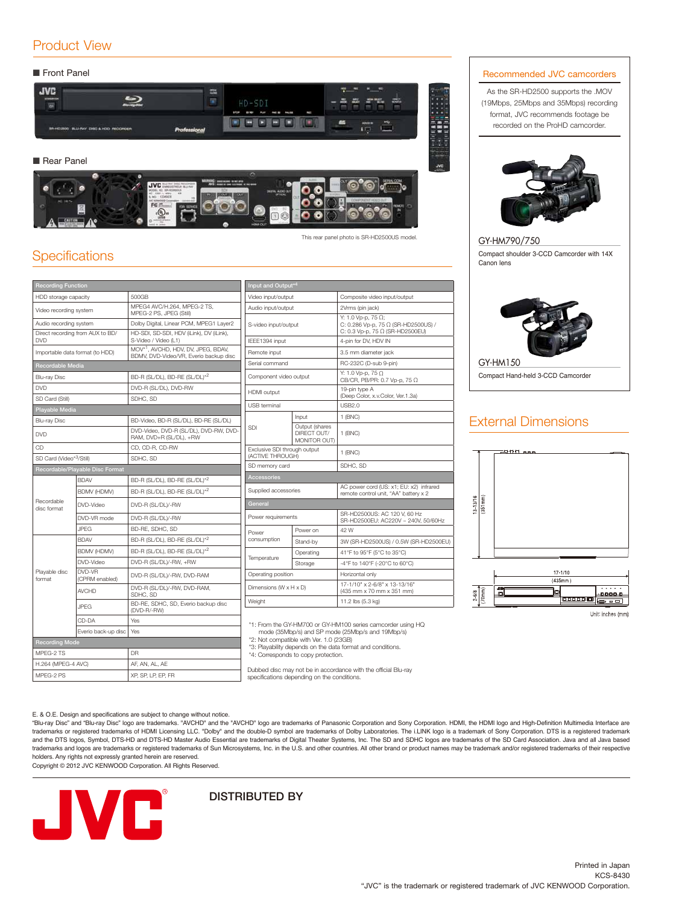# Product View

■ Front Panel

■ Rear Panel

This rear panel photo is SR-HD2500US model.

# Specifications

| Recording Function | | |
|---|---|---|
| HDD storage capacity | | 500GB |
| Video recording system | | MPEG4 AVC/H.264, MPEG-2 TS, MPEG-2 PS, JPEG (Still) |
| Audio recording system | | Dolby Digital, Linear PCM, MPEG1 Layer2 |
| Direct recording from AUX to BD/DVD | | HD-SDI, SD-SDI, HDV (iLink), DV (iLink), S-Video / Video (L1) |
| Importable data format (to HDD) | | MOV*1, AVCHD, HDV, DV, JPEG, BDAV, BDMV, DVD-Video/VR, Everio backup disc |
| **Recordable Media** | | |
| Blu-ray Disc | | BD-R (SL/DL), BD-RE (SL/DL)*2 |
| DVD | | DVD-R (SL/DL), DVD-RW |
| SD Card (Still) | | SDHC, SD |
| **Playable Media** | | |
| Blu-ray Disc | | BD-Video, BD-R (SL/DL), BD-RE (SL/DL) |
| DVD | | DVD-Video, DVD-R (SL/DL), DVD-RW, DVD-RAM, DVD+R (SL/DL), +RW |
| CD | | CD, CD-R, CD-RW |
| SD Card (Video*3/Still) | | SDHC, SD |
| **Recordable/Playable Disc Format** | | |
| Recordable disc format | BDAV | BD-R (SL/DL), BD-RE (SL/DL)*2 |
| | BDMV (HDMV) | BD-R (SL/DL), BD-RE (SL/DL)*2 |
| | DVD-Video | DVD-R (SL/DL)/-RW |
| | DVD-VR mode | DVD-R (SL/DL)/-RW |
| | JPEG | BD-RE, SDHC, SD |
| Playable disc format | BDAV | BD-R (SL/DL), BD-RE (SL/DL)*2 |
| | BDMV (HDMV) | BD-R (SL/DL), BD-RE (SL/DL)*2 |
| | DVD-Video | DVD-R (SL/DL)/-RW, +RW |
| | DVD-VR (CPRM enabled) | DVD-R (SL/DL)/-RW, DVD-RAM |
| | AVCHD | DVD-R (SL/DL)/-RW, DVD-RAM, SDHC, SD |
| | JPEG | BD-RE, SDHC, SD, Everio backup disc (DVD-R/-RW) |
| | CD-DA | Yes |
| | Everio back-up disc | Yes |
| **Recording Mode** | | |
| MPEG-2 TS | | DR |
| H.264 (MPEG-4 AVC) | | AF, AN, AL, AE |
| MPEG-2 PS | | XP, SP, LP, EP, FR |

| Input and Output*4 | | |
|---|---|---|
| Video input/output | | Composite video input/output |
| Audio input/output | | 2Vrms (pin jack) |
| S-video input/output | | Y: 1.0 Vp-p, 75 Ω; C: 0.286 Vp-p, 75 Ω (SR-HD2500US) / C: 0.3 Vp-p, 75 Ω (SR-HD2500EU) |
| IEEE1394 input | | 4-pin for DV, HDV IN |
| Remote input | | 3.5 mm diameter jack |
| Serial command | | RC-232C (D-sub 9-pin) |
| Component video output | | Y: 1.0 Vp-p, 75 Ω CB/CR, PB/PR: 0.7 Vp-p, 75 Ω |
| HDMI output | | 19-pin type A (Deep Color, x.v.Color, Ver.1.3a) |
| USB terminal | | USB2.0 |
| SDI | Input | 1 (BNC) |
| | Output (shares DIRECT OUT/ MONITOR OUT) | 1 (BNC) |
| Exclusive SDI through output (ACTIVE THROUGH) | | 1 (BNC) |
| SD memory card | | SDHC, SD |
| **Accessories** | | |
| Supplied accessories | | AC power cord (US: x1; EU: x2) infrared remote control unit, "AA" battery x 2 |
| **General** | | |
| Power requirements | | SR-HD2500US: AC 120 V, 60 Hz SR-HD2500EU: AC220V – 240V, 50/60Hz |
| Power consumption | Power on | 42 W |
| | Stand-by | 3W (SR-HD2500US) / 0.5W (SR-HD2500EU) |
| Temperature | Operating | 41°F to 95°F (5°C to 35°C) |
| | Storage | -4°F to 140°F (-20°C to 60°C) |
| Operating position | | Horizontal only |
| Dimensions (W x H x D) | | 17-1/10" x 2-6/8" x 13-13/16" (435 mm x 70 mm x 351 mm) |
| Weight | | 11.2 lbs (5.3 kg) |

*1: From the GY-HM700 or GY-HM100 series camcorder using HQ mode (35Mbp/s) and SP mode (25Mbp/s and 19Mbp/s)
*2: Not compatible with Ver. 1.0 (23GB)
*3: Playability depends on the data format and conditions.
*4: Corresponds to copy protection.

Dubbed disc may not be in accordance with the official Blu-ray specifications depending on the conditions.

## Recommended JVC camcorders

As the SR-HD2500 supports the .MOV (19Mbps, 25Mbps and 35Mbps) recording format, JVC recommends footage be recorded on the ProHD camcorder.

**GY-HM790/750**

Compact shoulder 3-CCD Camcorder with 14X Canon lens

**GY-HM150**

Compact Hand-held 3-CCD Camcorder

# External Dimensions

13-13/16 (351mm)

17-1/10 (435mm)

2-6/8 (70mm)

Unit: inches (mm)

E. & O.E. Design and specifications are subject to change without notice.
"Blu-ray Disc" and "Blu-ray Disc" logo are trademarks. "AVCHD" and the "AVCHD" logo are trademarks of Panasonic Corporation and Sony Corporation. HDMI, the HDMI logo and High-Definition Multimedia Interface are trademarks or registered trademarks of HDMI Licensing LLC. "Dolby" and the double-D symbol are trademarks of Dolby Laboratories. The i.LINK logo is a trademark of Sony Corporation. DTS is a registered trademark and the DTS logos, Symbol, DTS-HD and DTS-HD Master Audio Essential are trademarks of Digital Theater Systems, Inc. The SD and SDHC logos are trademarks of the SD Card Association. Java and all Java based trademarks and logos are trademarks or registered trademarks of Sun Microsystems, Inc. in the U.S. and other countries. All other brand or product names may be trademark and/or registered trademarks of their respective holders. Any rights not expressly granted herein are reserved.
Copyright © 2012 JVC KENWOOD Corporation. All Rights Reserved.

JVC®

DISTRIBUTED BY

Printed in Japan
KCS-8430
"JVC" is the trademark or registered trademark of JVC KENWOOD Corporation.